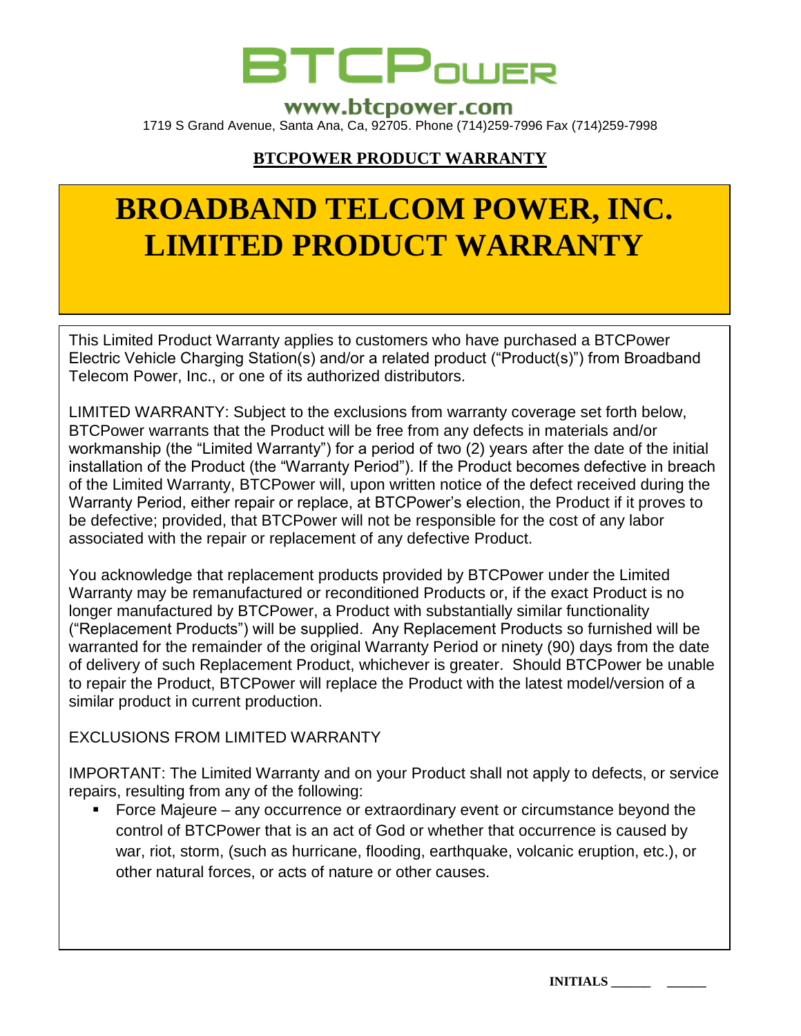# BTCPower

**www.btcpower.com**

1719 S Grand Avenue, Santa Ana, Ca, 92705. Phone (714)259-7996 Fax (714)259-7998

**BTCPOWER PRODUCT WARRANTY**

# BROADBAND TELCOM POWER, INC. LIMITED PRODUCT WARRANTY

This Limited Product Warranty applies to customers who have purchased a BTCPower Electric Vehicle Charging Station(s) and/or a related product ("Product(s)") from Broadband Telecom Power, Inc., or one of its authorized distributors.

LIMITED WARRANTY: Subject to the exclusions from warranty coverage set forth below, BTCPower warrants that the Product will be free from any defects in materials and/or workmanship (the "Limited Warranty") for a period of two (2) years after the date of the initial installation of the Product (the "Warranty Period"). If the Product becomes defective in breach of the Limited Warranty, BTCPower will, upon written notice of the defect received during the Warranty Period, either repair or replace, at BTCPower's election, the Product if it proves to be defective; provided, that BTCPower will not be responsible for the cost of any labor associated with the repair or replacement of any defective Product.

You acknowledge that replacement products provided by BTCPower under the Limited Warranty may be remanufactured or reconditioned Products or, if the exact Product is no longer manufactured by BTCPower, a Product with substantially similar functionality ("Replacement Products") will be supplied. Any Replacement Products so furnished will be warranted for the remainder of the original Warranty Period or ninety (90) days from the date of delivery of such Replacement Product, whichever is greater. Should BTCPower be unable to repair the Product, BTCPower will replace the Product with the latest model/version of a similar product in current production.

EXCLUSIONS FROM LIMITED WARRANTY

IMPORTANT: The Limited Warranty and on your Product shall not apply to defects, or service repairs, resulting from any of the following:

- Force Majeure – any occurrence or extraordinary event or circumstance beyond the control of BTCPower that is an act of God or whether that occurrence is caused by war, riot, storm, (such as hurricane, flooding, earthquake, volcanic eruption, etc.), or other natural forces, or acts of nature or other causes.

**INITIALS ______ ______**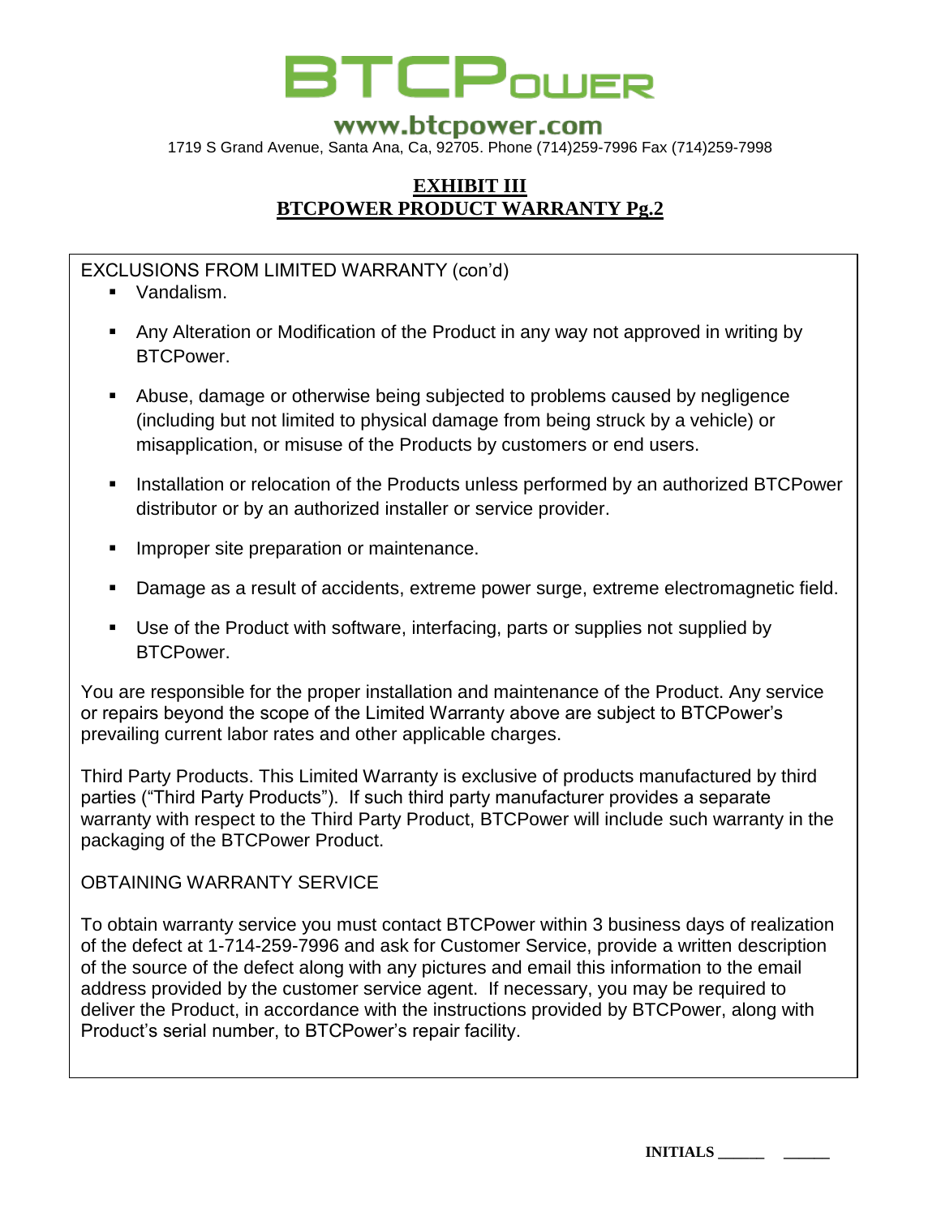# BTCPower

www.btcpower.com

1719 S Grand Avenue, Santa Ana, Ca, 92705. Phone (714)259-7996 Fax (714)259-7998

## EXHIBIT III
## BTCPOWER PRODUCT WARRANTY Pg.2

EXCLUSIONS FROM LIMITED WARRANTY (con'd)

- Vandalism.
- Any Alteration or Modification of the Product in any way not approved in writing by BTCPower.
- Abuse, damage or otherwise being subjected to problems caused by negligence (including but not limited to physical damage from being struck by a vehicle) or misapplication, or misuse of the Products by customers or end users.
- Installation or relocation of the Products unless performed by an authorized BTCPower distributor or by an authorized installer or service provider.
- Improper site preparation or maintenance.
- Damage as a result of accidents, extreme power surge, extreme electromagnetic field.
- Use of the Product with software, interfacing, parts or supplies not supplied by BTCPower.

You are responsible for the proper installation and maintenance of the Product. Any service or repairs beyond the scope of the Limited Warranty above are subject to BTCPower's prevailing current labor rates and other applicable charges.

Third Party Products. This Limited Warranty is exclusive of products manufactured by third parties ("Third Party Products"). If such third party manufacturer provides a separate warranty with respect to the Third Party Product, BTCPower will include such warranty in the packaging of the BTCPower Product.

OBTAINING WARRANTY SERVICE

To obtain warranty service you must contact BTCPower within 3 business days of realization of the defect at 1-714-259-7996 and ask for Customer Service, provide a written description of the source of the defect along with any pictures and email this information to the email address provided by the customer service agent. If necessary, you may be required to deliver the Product, in accordance with the instructions provided by BTCPower, along with Product's serial number, to BTCPower's repair facility.

**INITIALS \_\_\_\_\_\_ \_\_\_\_\_\_**